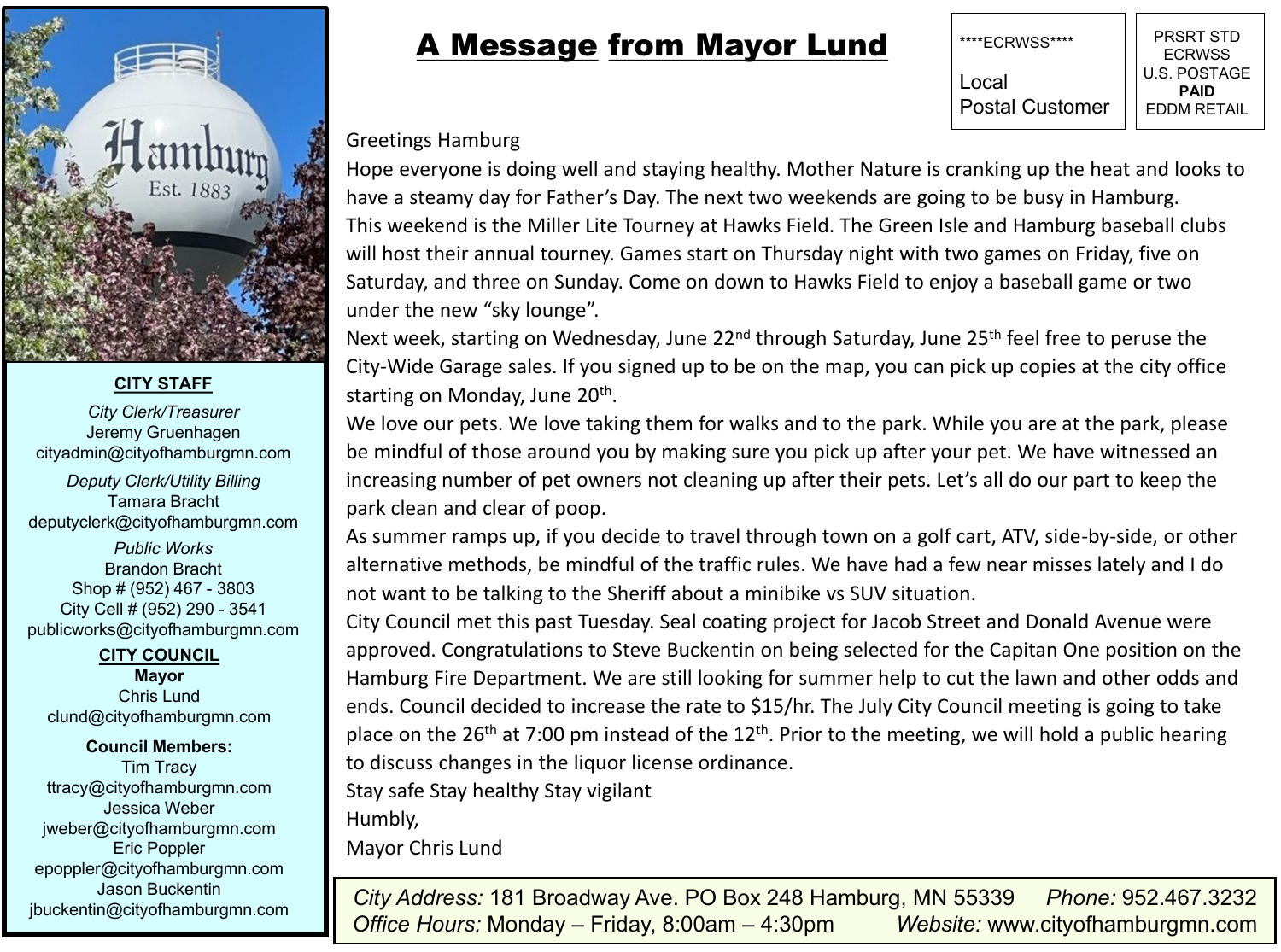# A Message from Mayor Lund

****ECRWSS****

Local
Postal Customer

PRSRT STD
ECRWSS
U.S. POSTAGE
**PAID**
EDDM RETAIL

Greetings Hamburg

Hope everyone is doing well and staying healthy. Mother Nature is cranking up the heat and looks to have a steamy day for Father's Day. The next two weekends are going to be busy in Hamburg.

This weekend is the Miller Lite Tourney at Hawks Field. The Green Isle and Hamburg baseball clubs will host their annual tourney. Games start on Thursday night with two games on Friday, five on Saturday, and three on Sunday. Come on down to Hawks Field to enjoy a baseball game or two under the new "sky lounge".

Next week, starting on Wednesday, June 22nd through Saturday, June 25th feel free to peruse the City-Wide Garage sales. If you signed up to be on the map, you can pick up copies at the city office starting on Monday, June 20th.

We love our pets. We love taking them for walks and to the park. While you are at the park, please be mindful of those around you by making sure you pick up after your pet. We have witnessed an increasing number of pet owners not cleaning up after their pets. Let's all do our part to keep the park clean and clear of poop.

As summer ramps up, if you decide to travel through town on a golf cart, ATV, side-by-side, or other alternative methods, be mindful of the traffic rules. We have had a few near misses lately and I do not want to be talking to the Sheriff about a minibike vs SUV situation.

City Council met this past Tuesday. Seal coating project for Jacob Street and Donald Avenue were approved. Congratulations to Steve Buckentin on being selected for the Capitan One position on the Hamburg Fire Department. We are still looking for summer help to cut the lawn and other odds and ends. Council decided to increase the rate to $15/hr. The July City Council meeting is going to take place on the 26th at 7:00 pm instead of the 12th. Prior to the meeting, we will hold a public hearing to discuss changes in the liquor license ordinance.

Stay safe Stay healthy Stay vigilant

Humbly,

Mayor Chris Lund

**CITY STAFF**

*City Clerk/Treasurer*
Jeremy Gruenhagen
cityadmin@cityofhamburgmn.com

*Deputy Clerk/Utility Billing*
Tamara Bracht
deputyclerk@cityofhamburgmn.com

*Public Works*
Brandon Bracht
Shop # (952) 467 - 3803
City Cell # (952) 290 - 3541
publicworks@cityofhamburgmn.com

**CITY COUNCIL**

**Mayor**
Chris Lund
clund@cityofhamburgmn.com

**Council Members:**
Tim Tracy
ttracy@cityofhamburgmn.com
Jessica Weber
jweber@cityofhamburgmn.com
Eric Poppler
epoppler@cityofhamburgmn.com
Jason Buckentin
jbuckentin@cityofhamburgmn.com

*City Address:* 181 Broadway Ave. PO Box 248 Hamburg, MN 55339 *Phone:* 952.467.3232
*Office Hours:* Monday – Friday, 8:00am – 4:30pm *Website:* www.cityofhamburgmn.com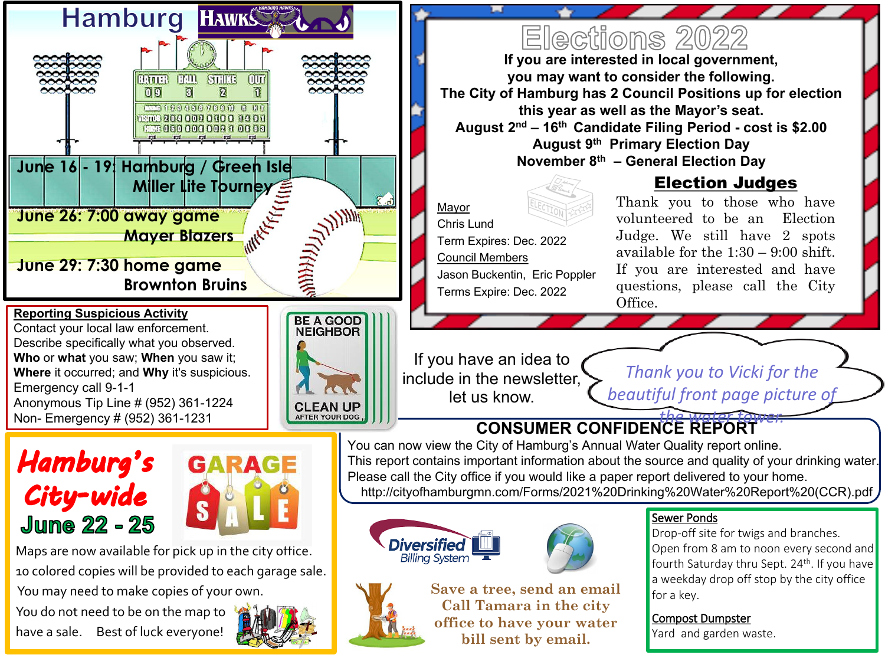# Hamburg HAWKS

June 16 - 19: Hamburg / Green Isle Miller Lite Tourney

June 26: 7:00 away game Mayer Blazers

June 29: 7:30 home game Browntown Bruins

# Elections 2022

**If you are interested in local government, you may want to consider the following.**

**The City of Hamburg has 2 Council Positions up for election this year as well as the Mayor's seat.**

**August 2nd – 16th Candidate Filing Period - cost is $2.00**

**August 9th Primary Election Day**

**November 8th – General Election Day**

Mayor
Chris Lund
Term Expires: Dec. 2022

Council Members
Jason Buckentin, Eric Poppler
Terms Expire: Dec. 2022

## Election Judges

Thank you to those who have volunteered to be an Election Judge. We still have 2 spots available for the 1:30 – 9:00 shift. If you are interested and have questions, please call the City Office.

## Reporting Suspicious Activity

Contact your local law enforcement.
Describe specifically what you observed.
**Who** or **what** you saw; **When** you saw it;
**Where** it occurred; and **Why** it's suspicious.
Emergency call 9-1-1
Anonymous Tip Line # (952) 361-1224
Non- Emergency # (952) 361-1231

BE A GOOD NEIGHBOR
CLEAN UP AFTER YOUR DOG

If you have an idea to include in the newsletter, let us know.

*Thank you to Vicki for the beautiful front page picture of the water tower.*

## CONSUMER CONFIDENCE REPORT

You can now view the City of Hamburg's Annual Water Quality report online.
This report contains important information about the source and quality of your drinking water.
Please call the City office if you would like a paper report delivered to your home.
http://cityofhamburgmn.com/Forms/2021%20Drinking%20Water%20Report%20(CCR).pdf

# Hamburg's City-wide GARAGE SALE June 22 - 25

Maps are now available for pick up in the city office.
10 colored copies will be provided to each garage sale.
You may need to make copies of your own.
You do not need to be on the map to have a sale. Best of luck everyone!

Diversified Billing System

**Save a tree, send an email**
**Call Tamara in the city office to have your water bill sent by email.**

## Sewer Ponds

Drop-off site for twigs and branches. Open from 8 am to noon every second and fourth Saturday thru Sept. 24th. If you have a weekday drop off stop by the city office for a key.

## Compost Dumpster

Yard and garden waste.